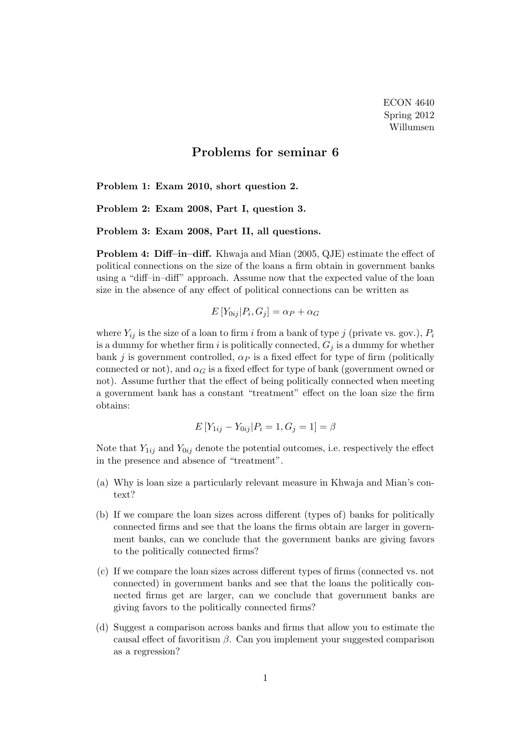ECON 4640
Spring 2012
Willumsen

# Problems for seminar 6

**Problem 1: Exam 2010, short question 2.**

**Problem 2: Exam 2008, Part I, question 3.**

**Problem 3: Exam 2008, Part II, all questions.**

**Problem 4: Diff–in–diff.** Khwaja and Mian (2005, QJE) estimate the effect of political connections on the size of the loans a firm obtain in government banks using a "diff–in–diff" approach. Assume now that the expected value of the loan size in the absence of any effect of political connections can be written as

$$E\left[Y_{0ij}|P_i, G_j\right] = \alpha_P + \alpha_G$$

where $Y_{ij}$ is the size of a loan to firm $i$ from a bank of type $j$ (private vs. gov.), $P_i$ is a dummy for whether firm $i$ is politically connected, $G_j$ is a dummy for whether bank $j$ is government controlled, $\alpha_P$ is a fixed effect for type of firm (politically connected or not), and $\alpha_G$ is a fixed effect for type of bank (government owned or not). Assume further that the effect of being politically connected when meeting a government bank has a constant "treatment" effect on the loan size the firm obtains:

$$E\left[Y_{1ij} - Y_{0ij}|P_i = 1, G_j = 1\right] = \beta$$

Note that $Y_{1ij}$ and $Y_{0ij}$ denote the potential outcomes, i.e. respectively the effect in the presence and absence of "treatment".

(a) Why is loan size a particularly relevant measure in Khwaja and Mian's context?

(b) If we compare the loan sizes across different (types of) banks for politically connected firms and see that the loans the firms obtain are larger in government banks, can we conclude that the government banks are giving favors to the politically connected firms?

(c) If we compare the loan sizes across different types of firms (connected vs. not connected) in government banks and see that the loans the politically connected firms get are larger, can we conclude that government banks are giving favors to the politically connected firms?

(d) Suggest a comparison across banks and firms that allow you to estimate the causal effect of favoritism $\beta$. Can you implement your suggested comparison as a regression?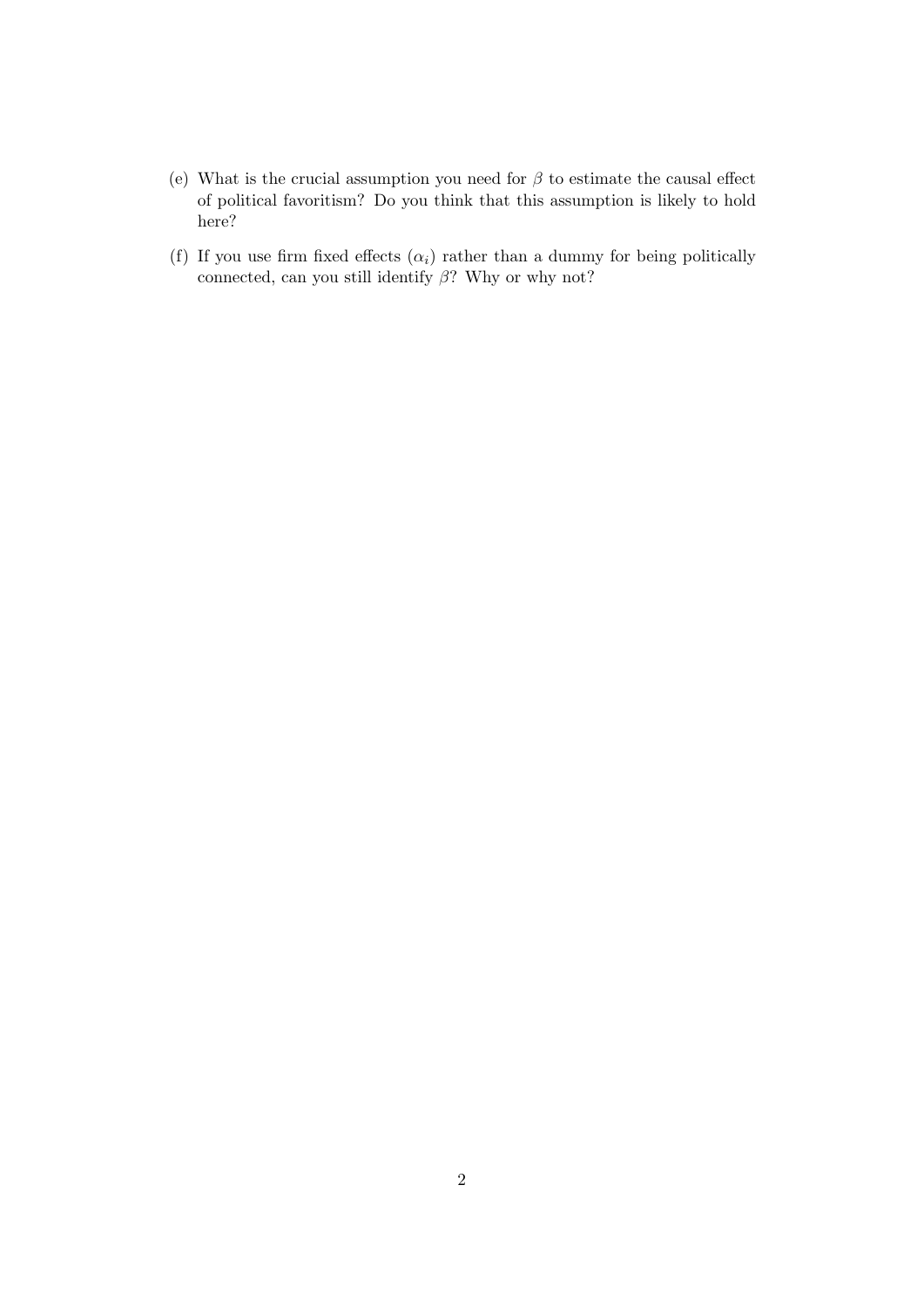(e) What is the crucial assumption you need for $\beta$ to estimate the causal effect of political favoritism? Do you think that this assumption is likely to hold here?

(f) If you use firm fixed effects ($\alpha_i$) rather than a dummy for being politically connected, can you still identify $\beta$? Why or why not?